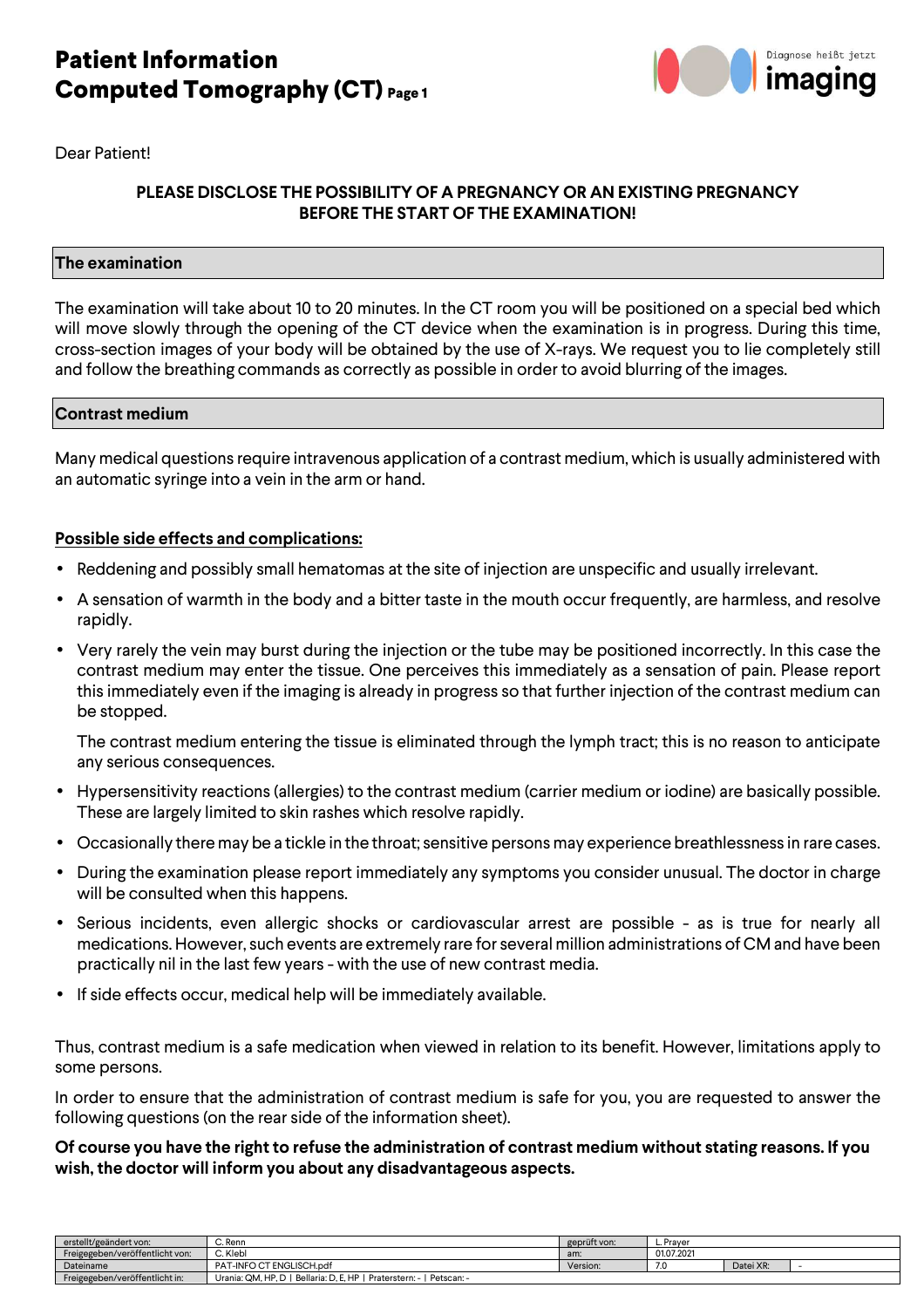# Patient Information Computed Tomography (CT)

Dear Patient!

**PLEASE DISCLOSE THE POSSIBILITY OF A PREGNANCY OR AN EXISTING PREGNANCY BEFORE THE START OF THE EXAMINATION!**

## The examination

The examination will take about 10 to 20 minutes. In the CT room you will be positioned on a special bed which will move slowly through the opening of the CT device when the examination is in progress. During this time, cross-section images of your body will be obtained by the use of X-rays. We request you to lie completely still and follow the breathing commands as correctly as possible in order to avoid blurring of the images.

## Contrast medium

Many medical questions require intravenous application of a contrast medium, which is usually administered with an automatic syringe into a vein in the arm or hand.

### Possible side effects and complications:

- Reddening and possibly small hematomas at the site of injection are unspecific and usually irrelevant.
- A sensation of warmth in the body and a bitter taste in the mouth occur frequently, are harmless, and resolve rapidly.
- Very rarely the vein may burst during the injection or the tube may be positioned incorrectly. In this case the contrast medium may enter the tissue. One perceives this immediately as a sensation of pain. Please report this immediately even if the imaging is already in progress so that further injection of the contrast medium can be stopped.

  The contrast medium entering the tissue is eliminated through the lymph tract; this is no reason to anticipate any serious consequences.
- Hypersensitivity reactions (allergies) to the contrast medium (carrier medium or iodine) are basically possible. These are largely limited to skin rashes which resolve rapidly.
- Occasionally there may be a tickle in the throat; sensitive persons may experience breathlessness in rare cases.
- During the examination please report immediately any symptoms you consider unusual. The doctor in charge will be consulted when this happens.
- Serious incidents, even allergic shocks or cardiovascular arrest are possible - as is true for nearly all medications. However, such events are extremely rare for several million administrations of CM and have been practically nil in the last few years - with the use of new contrast media.
- If side effects occur, medical help will be immediately available.

Thus, contrast medium is a safe medication when viewed in relation to its benefit. However, limitations apply to some persons.

In order to ensure that the administration of contrast medium is safe for you, you are requested to answer the following questions (on the rear side of the information sheet).

**Of course you have the right to refuse the administration of contrast medium without stating reasons. If you wish, the doctor will inform you about any disadvantageous aspects.**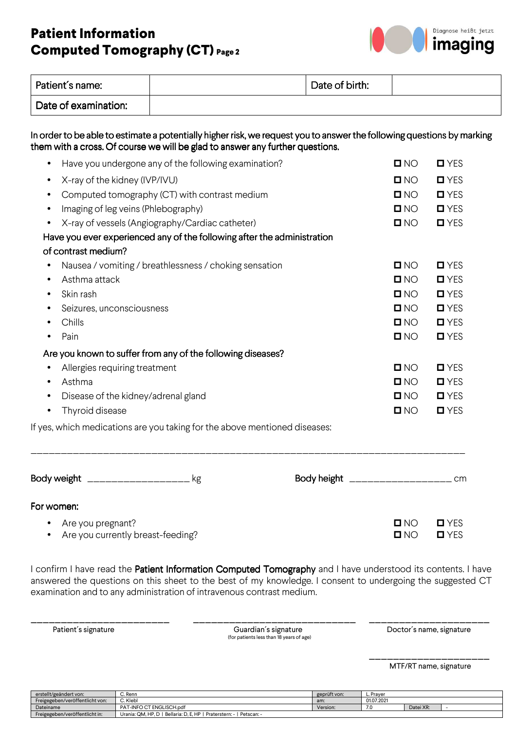# Patient Information
# Computed Tomography (CT) Page 2

Diagnose heißt jetzt **imaging**

| Patient´s name: | | Date of birth: | |
|---|---|---|---|
| Date of examination: | | | |

In order to be able to estimate a potentially higher risk, we request you to answer the following questions by marking them with a cross. Of course we will be glad to answer any further questions.

- Have you undergone any of the following examination? ☐ NO ☐ YES
- X-ray of the kidney (IVP/IVU) ☐ NO ☐ YES
- Computed tomography (CT) with contrast medium ☐ NO ☐ YES
- Imaging of leg veins (Phlebography) ☐ NO ☐ YES
- X-ray of vessels (Angiography/Cardiac catheter) ☐ NO ☐ YES

Have you ever experienced any of the following after the administration of contrast medium?

- Nausea / vomiting / breathlessness / choking sensation ☐ NO ☐ YES
- Asthma attack ☐ NO ☐ YES
- Skin rash ☐ NO ☐ YES
- Seizures, unconsciousness ☐ NO ☐ YES
- Chills ☐ NO ☐ YES
- Pain ☐ NO ☐ YES

Are you known to suffer from any of the following diseases?

- Allergies requiring treatment ☐ NO ☐ YES
- Asthma ☐ NO ☐ YES
- Disease of the kidney/adrenal gland ☐ NO ☐ YES
- Thyroid disease ☐ NO ☐ YES

If yes, which medications are you taking for the above mentioned diseases:

________________________________________________________________________________

Body weight __________________ kg          Body height __________________ cm

For women:

- Are you pregnant? ☐ NO ☐ YES
- Are you currently breast-feeding? ☐ NO ☐ YES

I confirm I have read the **Patient Information Computed Tomography** and I have understood its contents. I have answered the questions on this sheet to the best of my knowledge. I consent to undergoing the suggested CT examination and to any administration of intravenous contrast medium.

__________________________ Patient´s signature

__________________________ Guardian´s signature (for patients less than 18 years of age)

__________________________ Doctor´s name, signature

__________________________ MTF/RT name, signature

| | | | | | |
|---|---|---|---|---|---|
| erstellt/geändert von: | C. Renn | geprüft von: | L. Prayer | | |
| Freigegeben/veröffentlicht von: | C. Klebl | am: | 01.07.2021 | | |
| Dateiname | PAT-INFO CT ENGLISCH.pdf | Version: | 7.0 | Datei XR: | - |
| Freigegeben/veröffentlicht in: | Urania: QM, HP, D \| Bellaria: D, E, HP \| Praterstern: - \| Petscan: - | | | | |